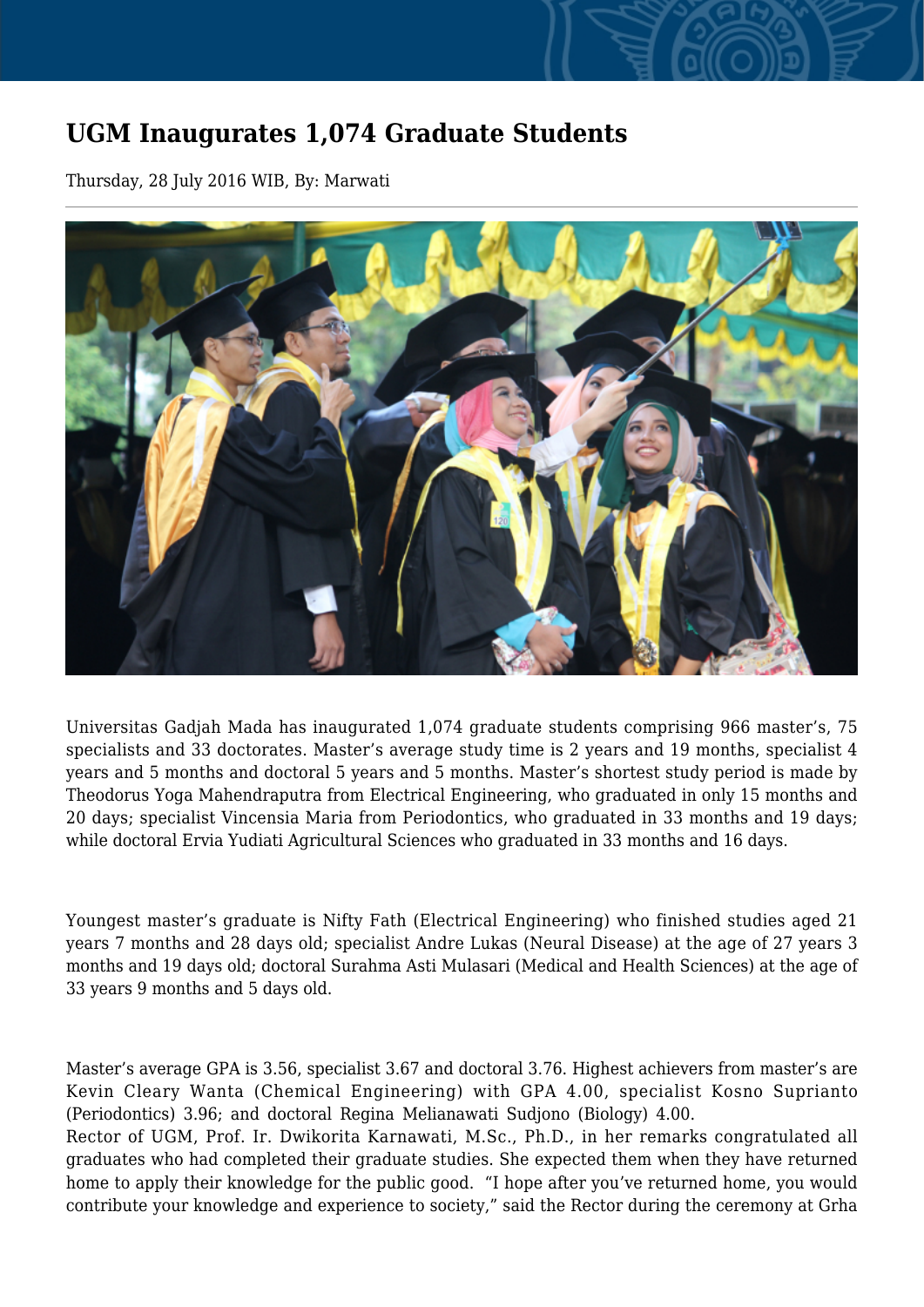# UGM Inaugurates 1,074 Graduate Students

Thursday, 28 July 2016 WIB, By: Marwati

Universitas Gadjah Mada has inaugurated 1,074 graduate students comprising 966 master's, 75 specialists and 33 doctorates. Master's average study time is 2 years and 19 months, specialist 4 years and 5 months and doctoral 5 years and 5 months. Master's shortest study period is made by Theodorus Yoga Mahendraputra from Electrical Engineering, who graduated in only 15 months and 20 days; specialist Vincensia Maria from Periodontics, who graduated in 33 months and 19 days; while doctoral Ervia Yudiati Agricultural Sciences who graduated in 33 months and 16 days.

Youngest master's graduate is Nifty Fath (Electrical Engineering) who finished studies aged 21 years 7 months and 28 days old; specialist Andre Lukas (Neural Disease) at the age of 27 years 3 months and 19 days old; doctoral Surahma Asti Mulasari (Medical and Health Sciences) at the age of 33 years 9 months and 5 days old.

Master's average GPA is 3.56, specialist 3.67 and doctoral 3.76. Highest achievers from master's are Kevin Cleary Wanta (Chemical Engineering) with GPA 4.00, specialist Kosno Suprianto (Periodontics) 3.96; and doctoral Regina Melianawati Sudjono (Biology) 4.00.

Rector of UGM, Prof. Ir. Dwikorita Karnawati, M.Sc., Ph.D., in her remarks congratulated all graduates who had completed their graduate studies. She expected them when they have returned home to apply their knowledge for the public good. "I hope after you've returned home, you would contribute your knowledge and experience to society," said the Rector during the ceremony at Grha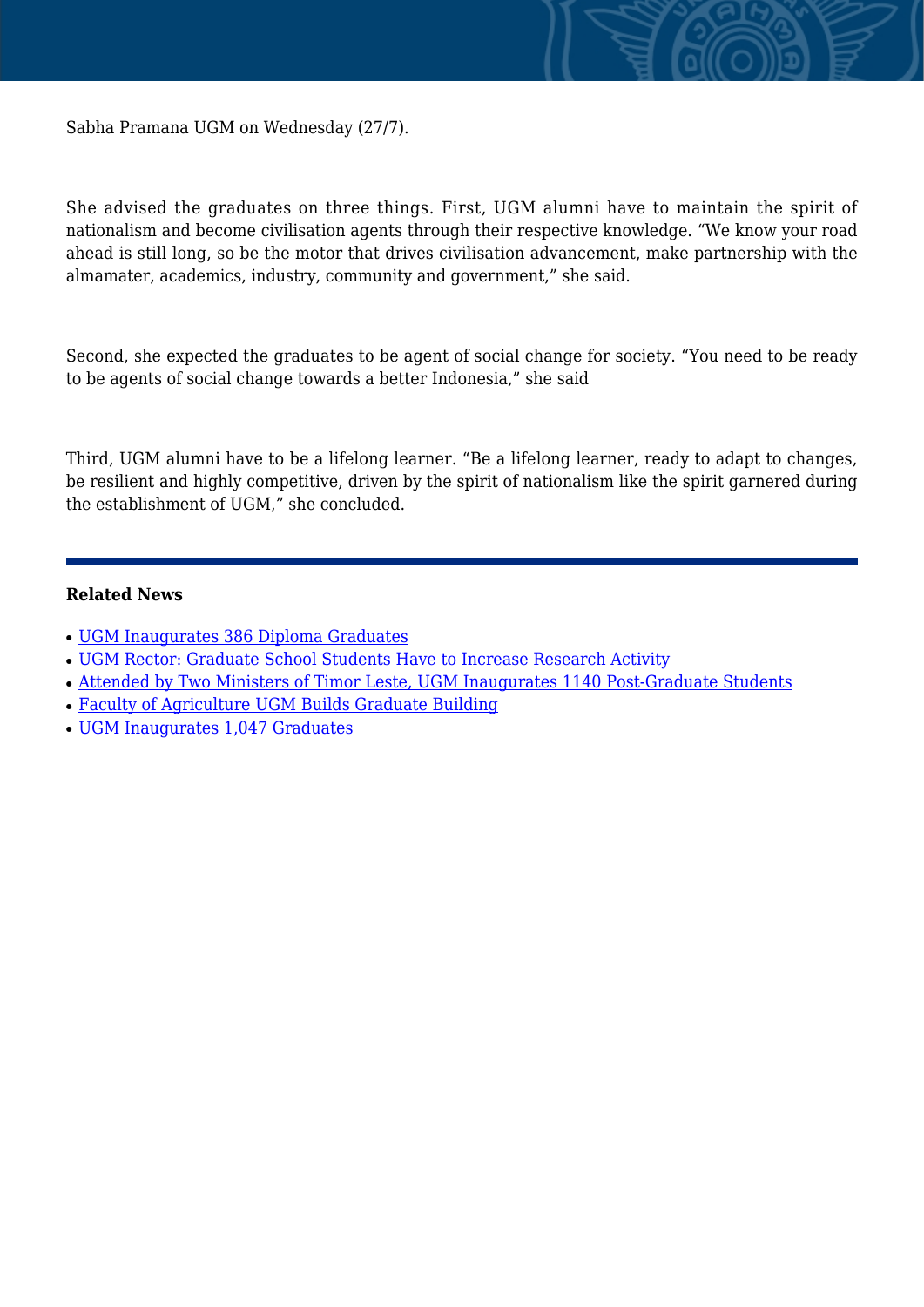Sabha Pramana UGM on Wednesday (27/7).

She advised the graduates on three things. First, UGM alumni have to maintain the spirit of nationalism and become civilisation agents through their respective knowledge. “We know your road ahead is still long, so be the motor that drives civilisation advancement, make partnership with the almamater, academics, industry, community and government,” she said.

Second, she expected the graduates to be agent of social change for society. “You need to be ready to be agents of social change towards a better Indonesia,” she said

Third, UGM alumni have to be a lifelong learner. “Be a lifelong learner, ready to adapt to changes, be resilient and highly competitive, driven by the spirit of nationalism like the spirit garnered during the establishment of UGM,” she concluded.

---

**Related News**

- UGM Inaugurates 386 Diploma Graduates
- UGM Rector: Graduate School Students Have to Increase Research Activity
- Attended by Two Ministers of Timor Leste, UGM Inaugurates 1140 Post-Graduate Students
- Faculty of Agriculture UGM Builds Graduate Building
- UGM Inaugurates 1,047 Graduates